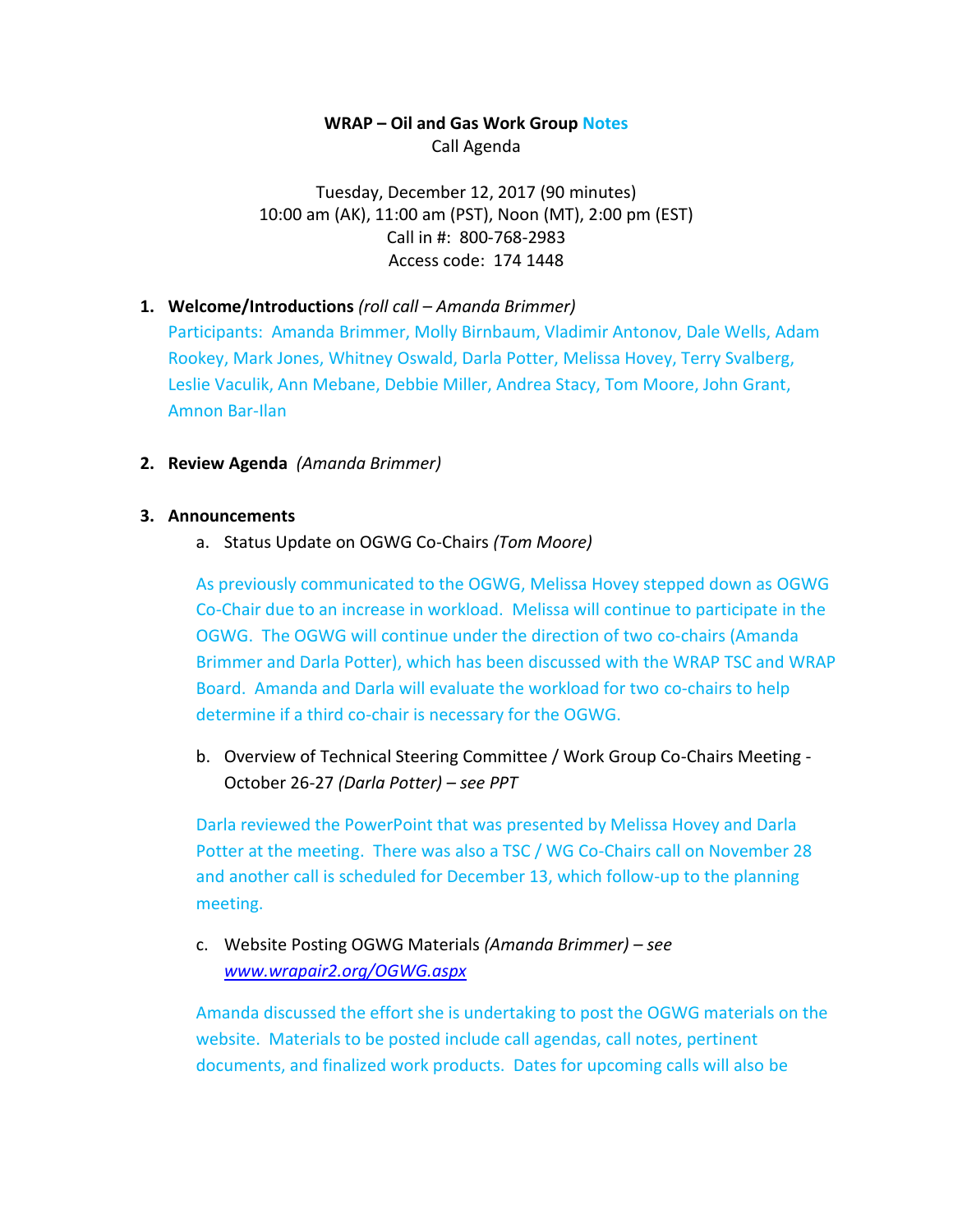**WRAP – Oil and Gas Work Group Notes**
Call Agenda

Tuesday, December 12, 2017 (90 minutes)
10:00 am (AK), 11:00 am (PST), Noon (MT), 2:00 pm (EST)
Call in #: 800-768-2983
Access code: 174 1448

1. **Welcome/Introductions** *(roll call – Amanda Brimmer)*
   Participants: Amanda Brimmer, Molly Birnbaum, Vladimir Antonov, Dale Wells, Adam Rookey, Mark Jones, Whitney Oswald, Darla Potter, Melissa Hovey, Terry Svalberg, Leslie Vaculik, Ann Mebane, Debbie Miller, Andrea Stacy, Tom Moore, John Grant, Amnon Bar-Ilan

2. **Review Agenda** *(Amanda Brimmer)*

3. **Announcements**
   a. Status Update on OGWG Co-Chairs *(Tom Moore)*

   As previously communicated to the OGWG, Melissa Hovey stepped down as OGWG Co-Chair due to an increase in workload. Melissa will continue to participate in the OGWG. The OGWG will continue under the direction of two co-chairs (Amanda Brimmer and Darla Potter), which has been discussed with the WRAP TSC and WRAP Board. Amanda and Darla will evaluate the workload for two co-chairs to help determine if a third co-chair is necessary for the OGWG.

   b. Overview of Technical Steering Committee / Work Group Co-Chairs Meeting - October 26-27 *(Darla Potter) – see PPT*

   Darla reviewed the PowerPoint that was presented by Melissa Hovey and Darla Potter at the meeting. There was also a TSC / WG Co-Chairs call on November 28 and another call is scheduled for December 13, which follow-up to the planning meeting.

   c. Website Posting OGWG Materials *(Amanda Brimmer) – see [www.wrapair2.org/OGWG.aspx](www.wrapair2.org/OGWG.aspx)*

   Amanda discussed the effort she is undertaking to post the OGWG materials on the website. Materials to be posted include call agendas, call notes, pertinent documents, and finalized work products. Dates for upcoming calls will also be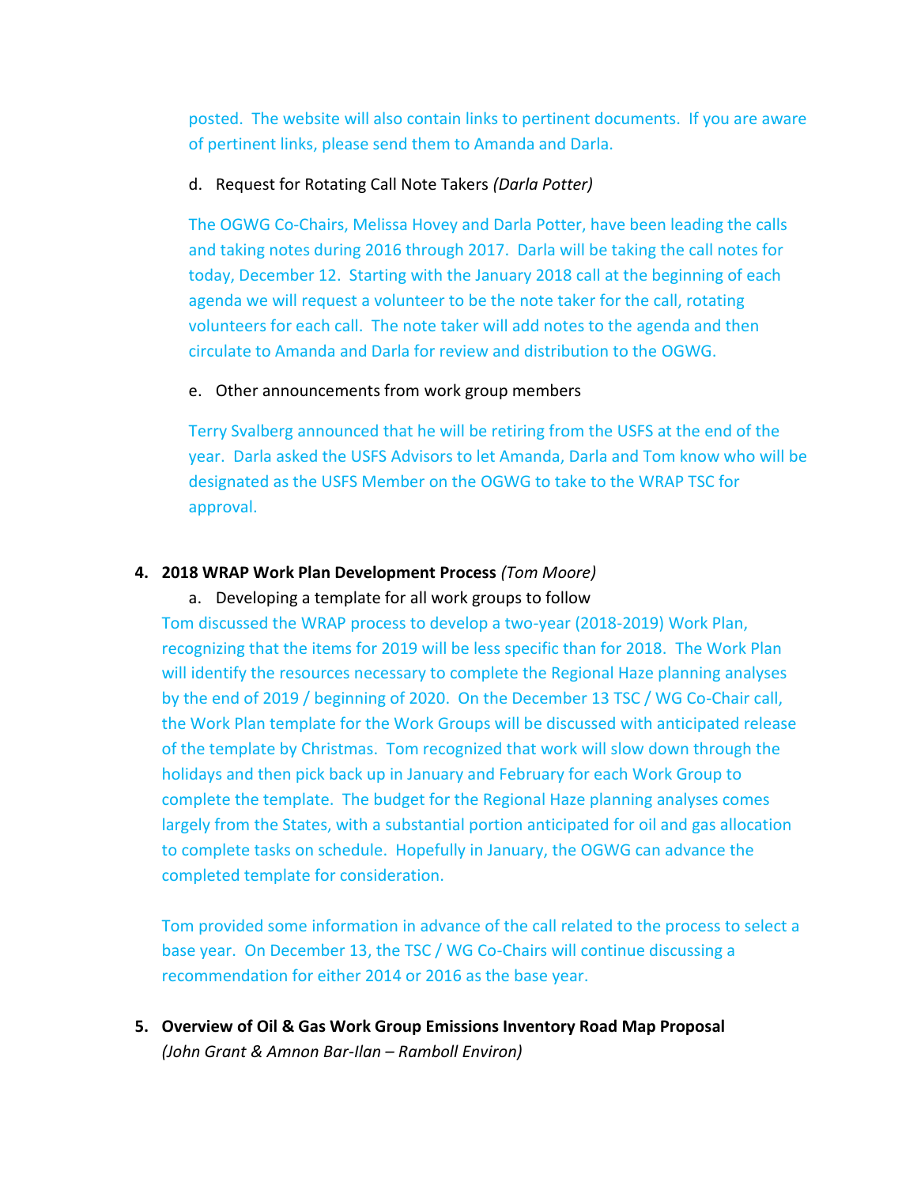posted. The website will also contain links to pertinent documents. If you are aware of pertinent links, please send them to Amanda and Darla.

d. Request for Rotating Call Note Takers *(Darla Potter)*

The OGWG Co-Chairs, Melissa Hovey and Darla Potter, have been leading the calls and taking notes during 2016 through 2017. Darla will be taking the call notes for today, December 12. Starting with the January 2018 call at the beginning of each agenda we will request a volunteer to be the note taker for the call, rotating volunteers for each call. The note taker will add notes to the agenda and then circulate to Amanda and Darla for review and distribution to the OGWG.

e. Other announcements from work group members

Terry Svalberg announced that he will be retiring from the USFS at the end of the year. Darla asked the USFS Advisors to let Amanda, Darla and Tom know who will be designated as the USFS Member on the OGWG to take to the WRAP TSC for approval.

**4. 2018 WRAP Work Plan Development Process** *(Tom Moore)*

a. Developing a template for all work groups to follow

Tom discussed the WRAP process to develop a two-year (2018-2019) Work Plan, recognizing that the items for 2019 will be less specific than for 2018. The Work Plan will identify the resources necessary to complete the Regional Haze planning analyses by the end of 2019 / beginning of 2020. On the December 13 TSC / WG Co-Chair call, the Work Plan template for the Work Groups will be discussed with anticipated release of the template by Christmas. Tom recognized that work will slow down through the holidays and then pick back up in January and February for each Work Group to complete the template. The budget for the Regional Haze planning analyses comes largely from the States, with a substantial portion anticipated for oil and gas allocation to complete tasks on schedule. Hopefully in January, the OGWG can advance the completed template for consideration.

Tom provided some information in advance of the call related to the process to select a base year. On December 13, the TSC / WG Co-Chairs will continue discussing a recommendation for either 2014 or 2016 as the base year.

**5. Overview of Oil & Gas Work Group Emissions Inventory Road Map Proposal** *(John Grant & Amnon Bar-Ilan – Ramboll Environ)*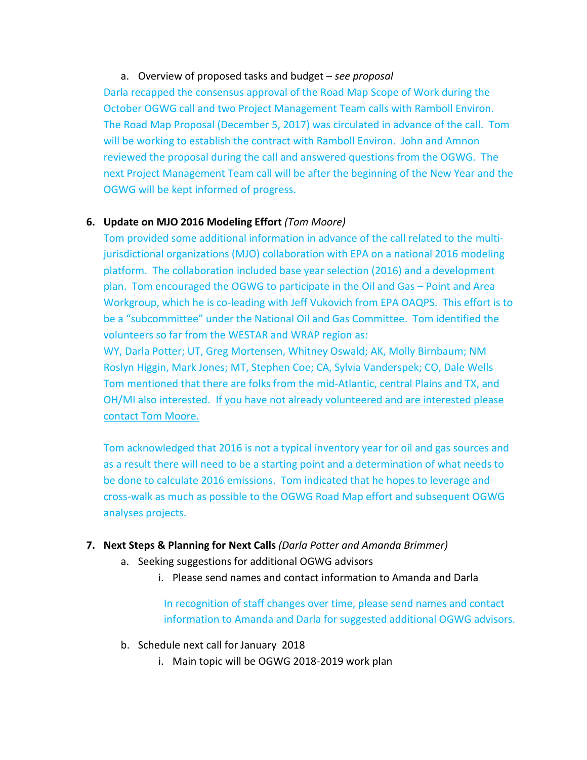a. Overview of proposed tasks and budget – *see proposal*

Darla recapped the consensus approval of the Road Map Scope of Work during the October OGWG call and two Project Management Team calls with Ramboll Environ. The Road Map Proposal (December 5, 2017) was circulated in advance of the call. Tom will be working to establish the contract with Ramboll Environ. John and Amnon reviewed the proposal during the call and answered questions from the OGWG. The next Project Management Team call will be after the beginning of the New Year and the OGWG will be kept informed of progress.

6. **Update on MJO 2016 Modeling Effort** *(Tom Moore)*

   Tom provided some additional information in advance of the call related to the multi-jurisdictional organizations (MJO) collaboration with EPA on a national 2016 modeling platform. The collaboration included base year selection (2016) and a development plan. Tom encouraged the OGWG to participate in the Oil and Gas – Point and Area Workgroup, which he is co-leading with Jeff Vukovich from EPA OAQPS. This effort is to be a "subcommittee" under the National Oil and Gas Committee. Tom identified the volunteers so far from the WESTAR and WRAP region as:
   WY, Darla Potter; UT, Greg Mortensen, Whitney Oswald; AK, Molly Birnbaum; NM Roslyn Higgin, Mark Jones; MT, Stephen Coe; CA, Sylvia Vanderspek; CO, Dale Wells
   Tom mentioned that there are folks from the mid-Atlantic, central Plains and TX, and OH/MI also interested. <u>If you have not already volunteered and are interested please contact Tom Moore.</u>

   Tom acknowledged that 2016 is not a typical inventory year for oil and gas sources and as a result there will need to be a starting point and a determination of what needs to be done to calculate 2016 emissions. Tom indicated that he hopes to leverage and cross-walk as much as possible to the OGWG Road Map effort and subsequent OGWG analyses projects.

7. **Next Steps & Planning for Next Calls** *(Darla Potter and Amanda Brimmer)*
   a. Seeking suggestions for additional OGWG advisors
      i. Please send names and contact information to Amanda and Darla

         In recognition of staff changes over time, please send names and contact information to Amanda and Darla for suggested additional OGWG advisors.

   b. Schedule next call for January 2018
      i. Main topic will be OGWG 2018-2019 work plan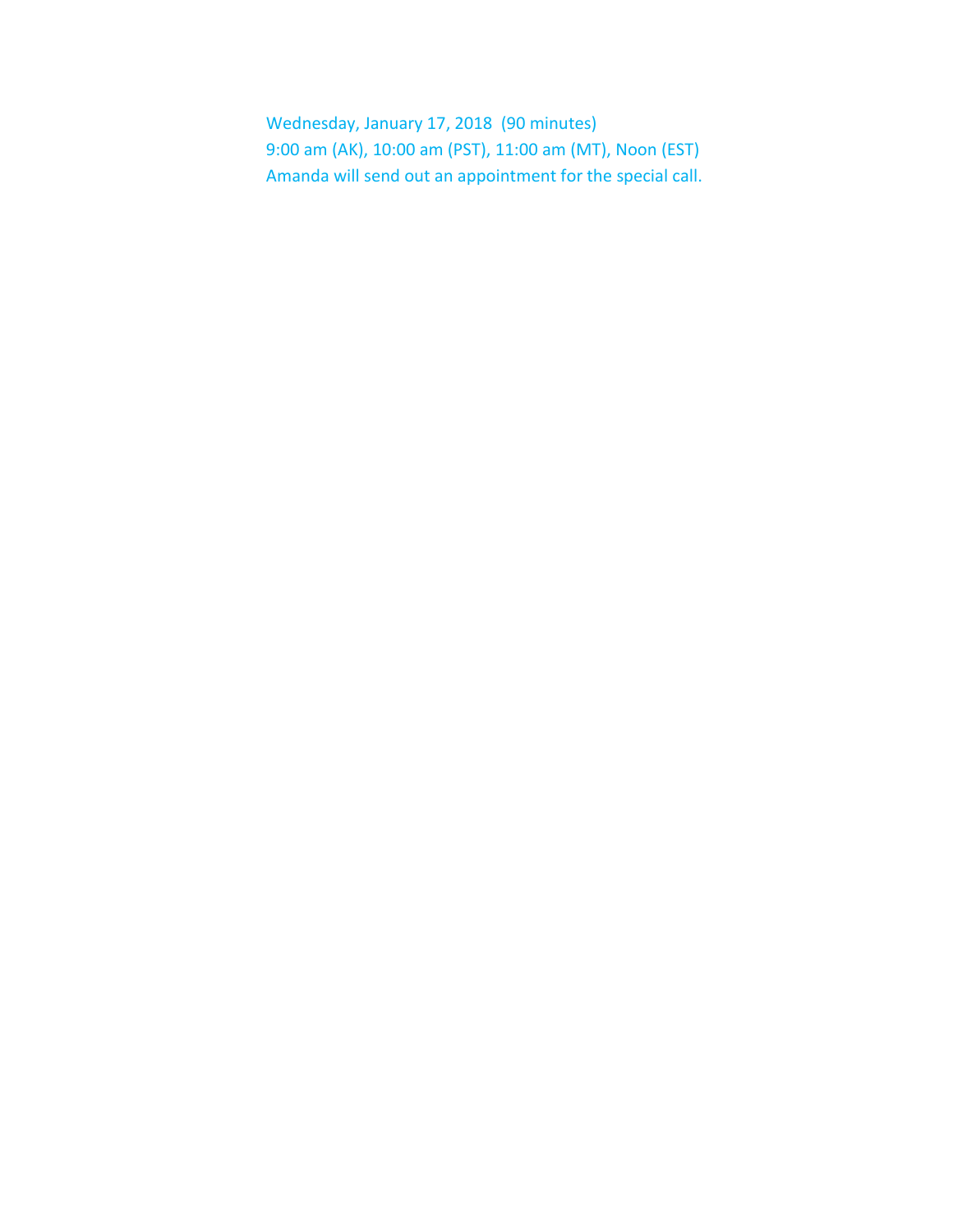Wednesday, January 17, 2018 (90 minutes)
9:00 am (AK), 10:00 am (PST), 11:00 am (MT), Noon (EST)
Amanda will send out an appointment for the special call.